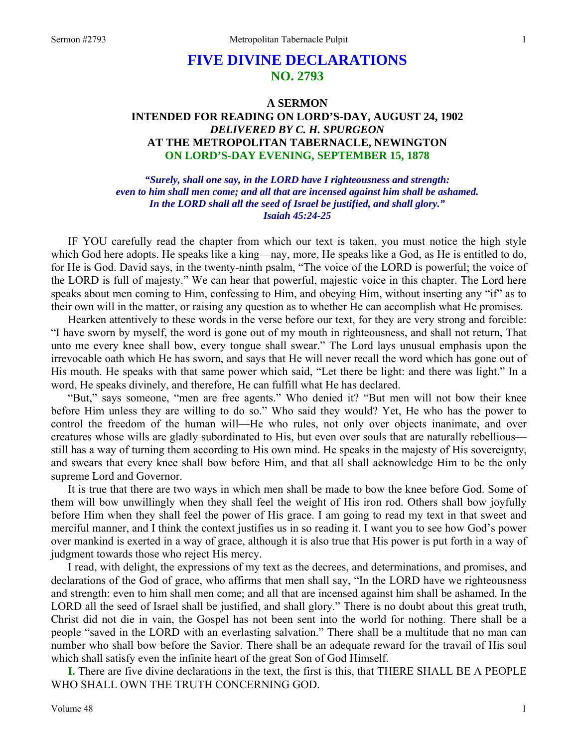# FIVE DIVINE DECLARATIONS
## NO. 2793

### A SERMON
### INTENDED FOR READING ON LORD'S-DAY, AUGUST 24, 1902
### *DELIVERED BY C. H. SPURGEON*
### AT THE METROPOLITAN TABERNACLE, NEWINGTON
### ON LORD'S-DAY EVENING, SEPTEMBER 15, 1878

***"Surely, shall one say, in the LORD have I righteousness and strength: even to him shall men come; and all that are incensed against him shall be ashamed. In the LORD shall all the seed of Israel be justified, and shall glory." Isaiah 45:24-25***

IF YOU carefully read the chapter from which our text is taken, you must notice the high style which God here adopts. He speaks like a king—nay, more, He speaks like a God, as He is entitled to do, for He is God. David says, in the twenty-ninth psalm, "The voice of the LORD is powerful; the voice of the LORD is full of majesty." We can hear that powerful, majestic voice in this chapter. The Lord here speaks about men coming to Him, confessing to Him, and obeying Him, without inserting any "if" as to their own will in the matter, or raising any question as to whether He can accomplish what He promises.

Hearken attentively to these words in the verse before our text, for they are very strong and forcible: "I have sworn by myself, the word is gone out of my mouth in righteousness, and shall not return, That unto me every knee shall bow, every tongue shall swear." The Lord lays unusual emphasis upon the irrevocable oath which He has sworn, and says that He will never recall the word which has gone out of His mouth. He speaks with that same power which said, "Let there be light: and there was light." In a word, He speaks divinely, and therefore, He can fulfill what He has declared.

"But," says someone, "men are free agents." Who denied it? "But men will not bow their knee before Him unless they are willing to do so." Who said they would? Yet, He who has the power to control the freedom of the human will—He who rules, not only over objects inanimate, and over creatures whose wills are gladly subordinated to His, but even over souls that are naturally rebellious—still has a way of turning them according to His own mind. He speaks in the majesty of His sovereignty, and swears that every knee shall bow before Him, and that all shall acknowledge Him to be the only supreme Lord and Governor.

It is true that there are two ways in which men shall be made to bow the knee before God. Some of them will bow unwillingly when they shall feel the weight of His iron rod. Others shall bow joyfully before Him when they shall feel the power of His grace. I am going to read my text in that sweet and merciful manner, and I think the context justifies us in so reading it. I want you to see how God's power over mankind is exerted in a way of grace, although it is also true that His power is put forth in a way of judgment towards those who reject His mercy.

I read, with delight, the expressions of my text as the decrees, and determinations, and promises, and declarations of the God of grace, who affirms that men shall say, "In the LORD have we righteousness and strength: even to him shall men come; and all that are incensed against him shall be ashamed. In the LORD all the seed of Israel shall be justified, and shall glory." There is no doubt about this great truth, Christ did not die in vain, the Gospel has not been sent into the world for nothing. There shall be a people "saved in the LORD with an everlasting salvation." There shall be a multitude that no man can number who shall bow before the Savior. There shall be an adequate reward for the travail of His soul which shall satisfy even the infinite heart of the great Son of God Himself.

**I.** There are five divine declarations in the text, the first is this, that THERE SHALL BE A PEOPLE WHO SHALL OWN THE TRUTH CONCERNING GOD.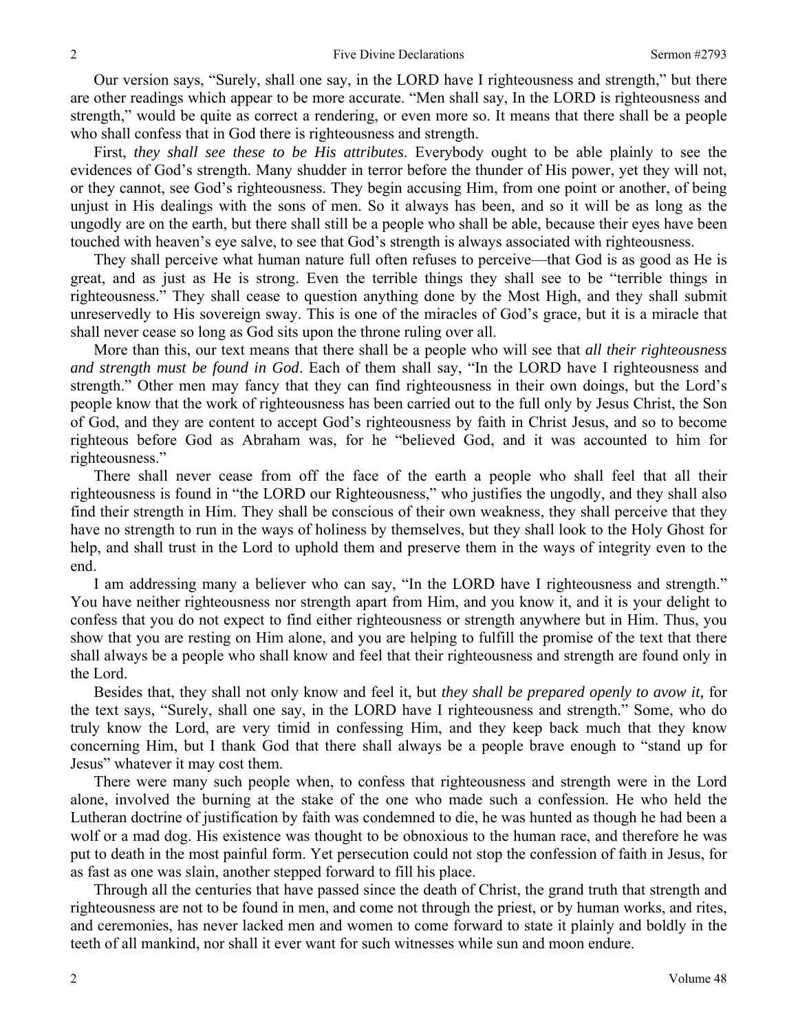Our version says, "Surely, shall one say, in the LORD have I righteousness and strength," but there are other readings which appear to be more accurate. "Men shall say, In the LORD is righteousness and strength," would be quite as correct a rendering, or even more so. It means that there shall be a people who shall confess that in God there is righteousness and strength.

First, *they shall see these to be His attributes*. Everybody ought to be able plainly to see the evidences of God's strength. Many shudder in terror before the thunder of His power, yet they will not, or they cannot, see God's righteousness. They begin accusing Him, from one point or another, of being unjust in His dealings with the sons of men. So it always has been, and so it will be as long as the ungodly are on the earth, but there shall still be a people who shall be able, because their eyes have been touched with heaven's eye salve, to see that God's strength is always associated with righteousness.

They shall perceive what human nature full often refuses to perceive—that God is as good as He is great, and as just as He is strong. Even the terrible things they shall see to be "terrible things in righteousness." They shall cease to question anything done by the Most High, and they shall submit unreservedly to His sovereign sway. This is one of the miracles of God's grace, but it is a miracle that shall never cease so long as God sits upon the throne ruling over all.

More than this, our text means that there shall be a people who will see that *all their righteousness and strength must be found in God*. Each of them shall say, "In the LORD have I righteousness and strength." Other men may fancy that they can find righteousness in their own doings, but the Lord's people know that the work of righteousness has been carried out to the full only by Jesus Christ, the Son of God, and they are content to accept God's righteousness by faith in Christ Jesus, and so to become righteous before God as Abraham was, for he "believed God, and it was accounted to him for righteousness."

There shall never cease from off the face of the earth a people who shall feel that all their righteousness is found in "the LORD our Righteousness," who justifies the ungodly, and they shall also find their strength in Him. They shall be conscious of their own weakness, they shall perceive that they have no strength to run in the ways of holiness by themselves, but they shall look to the Holy Ghost for help, and shall trust in the Lord to uphold them and preserve them in the ways of integrity even to the end.

I am addressing many a believer who can say, "In the LORD have I righteousness and strength." You have neither righteousness nor strength apart from Him, and you know it, and it is your delight to confess that you do not expect to find either righteousness or strength anywhere but in Him. Thus, you show that you are resting on Him alone, and you are helping to fulfill the promise of the text that there shall always be a people who shall know and feel that their righteousness and strength are found only in the Lord.

Besides that, they shall not only know and feel it, but *they shall be prepared openly to avow it,* for the text says, "Surely, shall one say, in the LORD have I righteousness and strength." Some, who do truly know the Lord, are very timid in confessing Him, and they keep back much that they know concerning Him, but I thank God that there shall always be a people brave enough to "stand up for Jesus" whatever it may cost them.

There were many such people when, to confess that righteousness and strength were in the Lord alone, involved the burning at the stake of the one who made such a confession. He who held the Lutheran doctrine of justification by faith was condemned to die, he was hunted as though he had been a wolf or a mad dog. His existence was thought to be obnoxious to the human race, and therefore he was put to death in the most painful form. Yet persecution could not stop the confession of faith in Jesus, for as fast as one was slain, another stepped forward to fill his place.

Through all the centuries that have passed since the death of Christ, the grand truth that strength and righteousness are not to be found in men, and come not through the priest, or by human works, and rites, and ceremonies, has never lacked men and women to come forward to state it plainly and boldly in the teeth of all mankind, nor shall it ever want for such witnesses while sun and moon endure.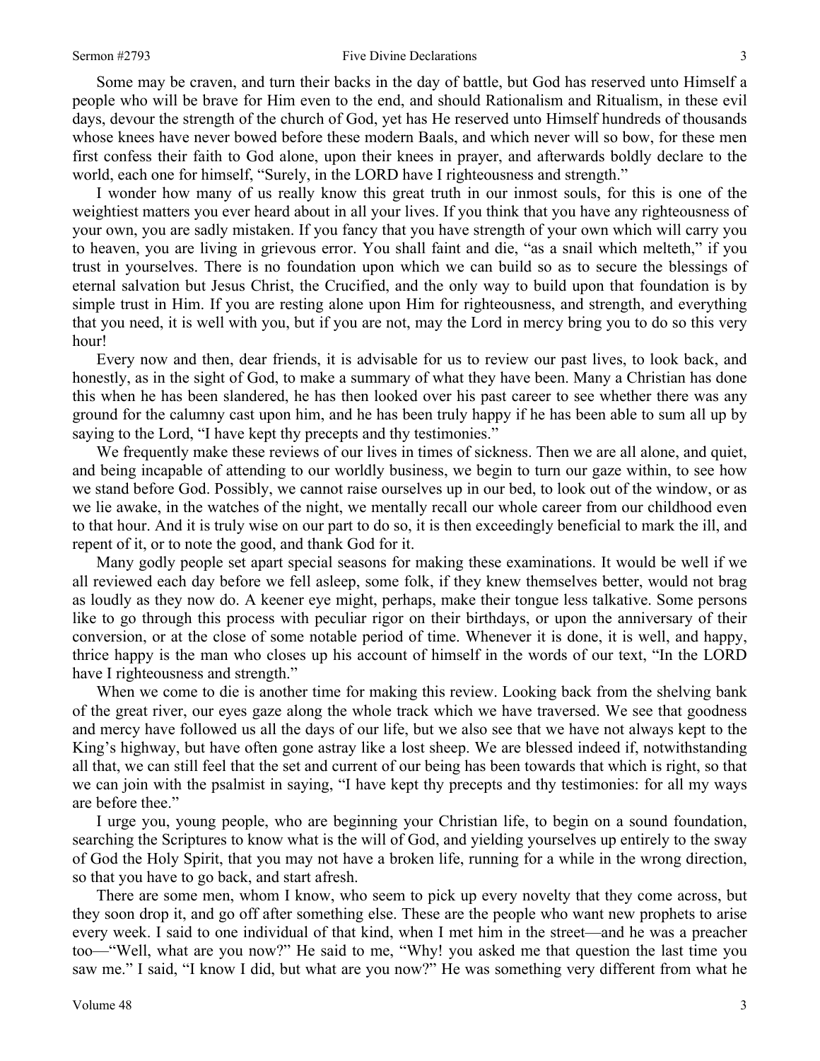Some may be craven, and turn their backs in the day of battle, but God has reserved unto Himself a people who will be brave for Him even to the end, and should Rationalism and Ritualism, in these evil days, devour the strength of the church of God, yet has He reserved unto Himself hundreds of thousands whose knees have never bowed before these modern Baals, and which never will so bow, for these men first confess their faith to God alone, upon their knees in prayer, and afterwards boldly declare to the world, each one for himself, "Surely, in the LORD have I righteousness and strength."

I wonder how many of us really know this great truth in our inmost souls, for this is one of the weightiest matters you ever heard about in all your lives. If you think that you have any righteousness of your own, you are sadly mistaken. If you fancy that you have strength of your own which will carry you to heaven, you are living in grievous error. You shall faint and die, "as a snail which melteth," if you trust in yourselves. There is no foundation upon which we can build so as to secure the blessings of eternal salvation but Jesus Christ, the Crucified, and the only way to build upon that foundation is by simple trust in Him. If you are resting alone upon Him for righteousness, and strength, and everything that you need, it is well with you, but if you are not, may the Lord in mercy bring you to do so this very hour!

Every now and then, dear friends, it is advisable for us to review our past lives, to look back, and honestly, as in the sight of God, to make a summary of what they have been. Many a Christian has done this when he has been slandered, he has then looked over his past career to see whether there was any ground for the calumny cast upon him, and he has been truly happy if he has been able to sum all up by saying to the Lord, "I have kept thy precepts and thy testimonies."

We frequently make these reviews of our lives in times of sickness. Then we are all alone, and quiet, and being incapable of attending to our worldly business, we begin to turn our gaze within, to see how we stand before God. Possibly, we cannot raise ourselves up in our bed, to look out of the window, or as we lie awake, in the watches of the night, we mentally recall our whole career from our childhood even to that hour. And it is truly wise on our part to do so, it is then exceedingly beneficial to mark the ill, and repent of it, or to note the good, and thank God for it.

Many godly people set apart special seasons for making these examinations. It would be well if we all reviewed each day before we fell asleep, some folk, if they knew themselves better, would not brag as loudly as they now do. A keener eye might, perhaps, make their tongue less talkative. Some persons like to go through this process with peculiar rigor on their birthdays, or upon the anniversary of their conversion, or at the close of some notable period of time. Whenever it is done, it is well, and happy, thrice happy is the man who closes up his account of himself in the words of our text, "In the LORD have I righteousness and strength."

When we come to die is another time for making this review. Looking back from the shelving bank of the great river, our eyes gaze along the whole track which we have traversed. We see that goodness and mercy have followed us all the days of our life, but we also see that we have not always kept to the King's highway, but have often gone astray like a lost sheep. We are blessed indeed if, notwithstanding all that, we can still feel that the set and current of our being has been towards that which is right, so that we can join with the psalmist in saying, "I have kept thy precepts and thy testimonies: for all my ways are before thee."

I urge you, young people, who are beginning your Christian life, to begin on a sound foundation, searching the Scriptures to know what is the will of God, and yielding yourselves up entirely to the sway of God the Holy Spirit, that you may not have a broken life, running for a while in the wrong direction, so that you have to go back, and start afresh.

There are some men, whom I know, who seem to pick up every novelty that they come across, but they soon drop it, and go off after something else. These are the people who want new prophets to arise every week. I said to one individual of that kind, when I met him in the street—and he was a preacher too—"Well, what are you now?" He said to me, "Why! you asked me that question the last time you saw me." I said, "I know I did, but what are you now?" He was something very different from what he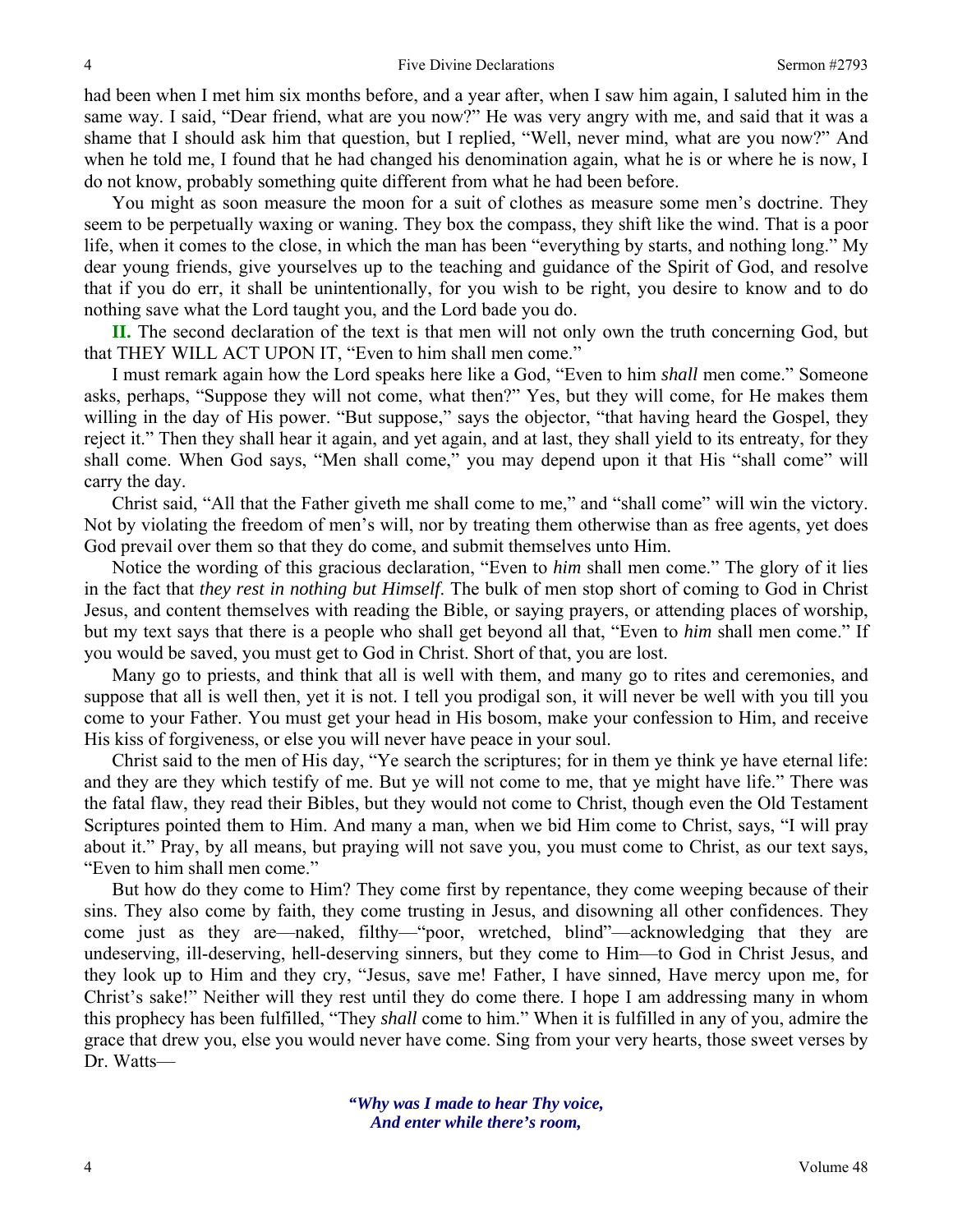had been when I met him six months before, and a year after, when I saw him again, I saluted him in the same way. I said, "Dear friend, what are you now?" He was very angry with me, and said that it was a shame that I should ask him that question, but I replied, "Well, never mind, what are you now?" And when he told me, I found that he had changed his denomination again, what he is or where he is now, I do not know, probably something quite different from what he had been before.

You might as soon measure the moon for a suit of clothes as measure some men's doctrine. They seem to be perpetually waxing or waning. They box the compass, they shift like the wind. That is a poor life, when it comes to the close, in which the man has been "everything by starts, and nothing long." My dear young friends, give yourselves up to the teaching and guidance of the Spirit of God, and resolve that if you do err, it shall be unintentionally, for you wish to be right, you desire to know and to do nothing save what the Lord taught you, and the Lord bade you do.

**II.** The second declaration of the text is that men will not only own the truth concerning God, but that THEY WILL ACT UPON IT, "Even to him shall men come."

I must remark again how the Lord speaks here like a God, "Even to him *shall* men come." Someone asks, perhaps, "Suppose they will not come, what then?" Yes, but they will come, for He makes them willing in the day of His power. "But suppose," says the objector, "that having heard the Gospel, they reject it." Then they shall hear it again, and yet again, and at last, they shall yield to its entreaty, for they shall come. When God says, "Men shall come," you may depend upon it that His "shall come" will carry the day.

Christ said, "All that the Father giveth me shall come to me," and "shall come" will win the victory. Not by violating the freedom of men's will, nor by treating them otherwise than as free agents, yet does God prevail over them so that they do come, and submit themselves unto Him.

Notice the wording of this gracious declaration, "Even to *him* shall men come." The glory of it lies in the fact that *they rest in nothing but Himself.* The bulk of men stop short of coming to God in Christ Jesus, and content themselves with reading the Bible, or saying prayers, or attending places of worship, but my text says that there is a people who shall get beyond all that, "Even to *him* shall men come." If you would be saved, you must get to God in Christ. Short of that, you are lost.

Many go to priests, and think that all is well with them, and many go to rites and ceremonies, and suppose that all is well then, yet it is not. I tell you prodigal son, it will never be well with you till you come to your Father. You must get your head in His bosom, make your confession to Him, and receive His kiss of forgiveness, or else you will never have peace in your soul.

Christ said to the men of His day, "Ye search the scriptures; for in them ye think ye have eternal life: and they are they which testify of me. But ye will not come to me, that ye might have life." There was the fatal flaw, they read their Bibles, but they would not come to Christ, though even the Old Testament Scriptures pointed them to Him. And many a man, when we bid Him come to Christ, says, "I will pray about it." Pray, by all means, but praying will not save you, you must come to Christ, as our text says, "Even to him shall men come."

But how do they come to Him? They come first by repentance, they come weeping because of their sins. They also come by faith, they come trusting in Jesus, and disowning all other confidences. They come just as they are—naked, filthy—"poor, wretched, blind"—acknowledging that they are undeserving, ill-deserving, hell-deserving sinners, but they come to Him—to God in Christ Jesus, and they look up to Him and they cry, "Jesus, save me! Father, I have sinned, Have mercy upon me, for Christ's sake!" Neither will they rest until they do come there. I hope I am addressing many in whom this prophecy has been fulfilled, "They *shall* come to him." When it is fulfilled in any of you, admire the grace that drew you, else you would never have come. Sing from your very hearts, those sweet verses by Dr. Watts—

*"Why was I made to hear Thy voice,*
*And enter while there's room,*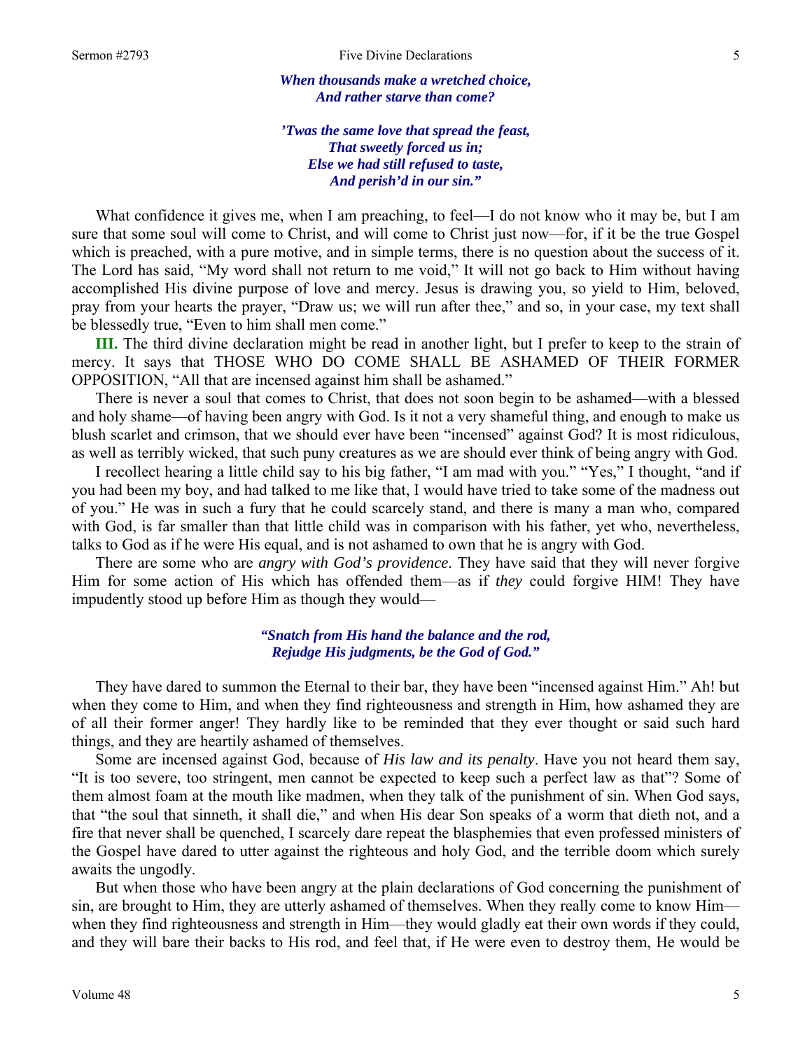*When thousands make a wretched choice,*
*And rather starve than come?*

*'Twas the same love that spread the feast,*
*That sweetly forced us in;*
*Else we had still refused to taste,*
*And perish'd in our sin."*

What confidence it gives me, when I am preaching, to feel—I do not know who it may be, but I am sure that some soul will come to Christ, and will come to Christ just now—for, if it be the true Gospel which is preached, with a pure motive, and in simple terms, there is no question about the success of it. The Lord has said, "My word shall not return to me void," It will not go back to Him without having accomplished His divine purpose of love and mercy. Jesus is drawing you, so yield to Him, beloved, pray from your hearts the prayer, "Draw us; we will run after thee," and so, in your case, my text shall be blessedly true, "Even to him shall men come."

**III.** The third divine declaration might be read in another light, but I prefer to keep to the strain of mercy. It says that THOSE WHO DO COME SHALL BE ASHAMED OF THEIR FORMER OPPOSITION, "All that are incensed against him shall be ashamed."

There is never a soul that comes to Christ, that does not soon begin to be ashamed—with a blessed and holy shame—of having been angry with God. Is it not a very shameful thing, and enough to make us blush scarlet and crimson, that we should ever have been "incensed" against God? It is most ridiculous, as well as terribly wicked, that such puny creatures as we are should ever think of being angry with God.

I recollect hearing a little child say to his big father, "I am mad with you." "Yes," I thought, "and if you had been my boy, and had talked to me like that, I would have tried to take some of the madness out of you." He was in such a fury that he could scarcely stand, and there is many a man who, compared with God, is far smaller than that little child was in comparison with his father, yet who, nevertheless, talks to God as if he were His equal, and is not ashamed to own that he is angry with God.

There are some who are *angry with God's providence*. They have said that they will never forgive Him for some action of His which has offended them—as if *they* could forgive HIM! They have impudently stood up before Him as though they would—

*"Snatch from His hand the balance and the rod,*
*Rejudge His judgments, be the God of God."*

They have dared to summon the Eternal to their bar, they have been "incensed against Him." Ah! but when they come to Him, and when they find righteousness and strength in Him, how ashamed they are of all their former anger! They hardly like to be reminded that they ever thought or said such hard things, and they are heartily ashamed of themselves.

Some are incensed against God, because of *His law and its penalty*. Have you not heard them say, "It is too severe, too stringent, men cannot be expected to keep such a perfect law as that"? Some of them almost foam at the mouth like madmen, when they talk of the punishment of sin. When God says, that "the soul that sinneth, it shall die," and when His dear Son speaks of a worm that dieth not, and a fire that never shall be quenched, I scarcely dare repeat the blasphemies that even professed ministers of the Gospel have dared to utter against the righteous and holy God, and the terrible doom which surely awaits the ungodly.

But when those who have been angry at the plain declarations of God concerning the punishment of sin, are brought to Him, they are utterly ashamed of themselves. When they really come to know Him—when they find righteousness and strength in Him—they would gladly eat their own words if they could, and they will bare their backs to His rod, and feel that, if He were even to destroy them, He would be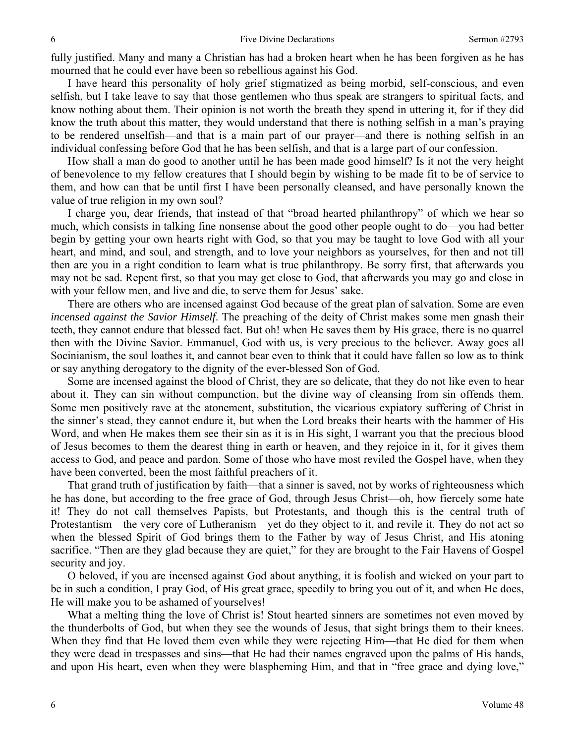fully justified. Many and many a Christian has had a broken heart when he has been forgiven as he has mourned that he could ever have been so rebellious against his God.

I have heard this personality of holy grief stigmatized as being morbid, self-conscious, and even selfish, but I take leave to say that those gentlemen who thus speak are strangers to spiritual facts, and know nothing about them. Their opinion is not worth the breath they spend in uttering it, for if they did know the truth about this matter, they would understand that there is nothing selfish in a man's praying to be rendered unselfish—and that is a main part of our prayer—and there is nothing selfish in an individual confessing before God that he has been selfish, and that is a large part of our confession.

How shall a man do good to another until he has been made good himself? Is it not the very height of benevolence to my fellow creatures that I should begin by wishing to be made fit to be of service to them, and how can that be until first I have been personally cleansed, and have personally known the value of true religion in my own soul?

I charge you, dear friends, that instead of that "broad hearted philanthropy" of which we hear so much, which consists in talking fine nonsense about the good other people ought to do—you had better begin by getting your own hearts right with God, so that you may be taught to love God with all your heart, and mind, and soul, and strength, and to love your neighbors as yourselves, for then and not till then are you in a right condition to learn what is true philanthropy. Be sorry first, that afterwards you may not be sad. Repent first, so that you may get close to God, that afterwards you may go and close in with your fellow men, and live and die, to serve them for Jesus' sake.

There are others who are incensed against God because of the great plan of salvation. Some are even *incensed against the Savior Himself*. The preaching of the deity of Christ makes some men gnash their teeth, they cannot endure that blessed fact. But oh! when He saves them by His grace, there is no quarrel then with the Divine Savior. Emmanuel, God with us, is very precious to the believer. Away goes all Socinianism, the soul loathes it, and cannot bear even to think that it could have fallen so low as to think or say anything derogatory to the dignity of the ever-blessed Son of God.

Some are incensed against the blood of Christ, they are so delicate, that they do not like even to hear about it. They can sin without compunction, but the divine way of cleansing from sin offends them. Some men positively rave at the atonement, substitution, the vicarious expiatory suffering of Christ in the sinner's stead, they cannot endure it, but when the Lord breaks their hearts with the hammer of His Word, and when He makes them see their sin as it is in His sight, I warrant you that the precious blood of Jesus becomes to them the dearest thing in earth or heaven, and they rejoice in it, for it gives them access to God, and peace and pardon. Some of those who have most reviled the Gospel have, when they have been converted, been the most faithful preachers of it.

That grand truth of justification by faith—that a sinner is saved, not by works of righteousness which he has done, but according to the free grace of God, through Jesus Christ—oh, how fiercely some hate it! They do not call themselves Papists, but Protestants, and though this is the central truth of Protestantism—the very core of Lutheranism—yet do they object to it, and revile it. They do not act so when the blessed Spirit of God brings them to the Father by way of Jesus Christ, and His atoning sacrifice. "Then are they glad because they are quiet," for they are brought to the Fair Havens of Gospel security and joy.

O beloved, if you are incensed against God about anything, it is foolish and wicked on your part to be in such a condition, I pray God, of His great grace, speedily to bring you out of it, and when He does, He will make you to be ashamed of yourselves!

What a melting thing the love of Christ is! Stout hearted sinners are sometimes not even moved by the thunderbolts of God, but when they see the wounds of Jesus, that sight brings them to their knees. When they find that He loved them even while they were rejecting Him—that He died for them when they were dead in trespasses and sins—that He had their names engraved upon the palms of His hands, and upon His heart, even when they were blaspheming Him, and that in "free grace and dying love,"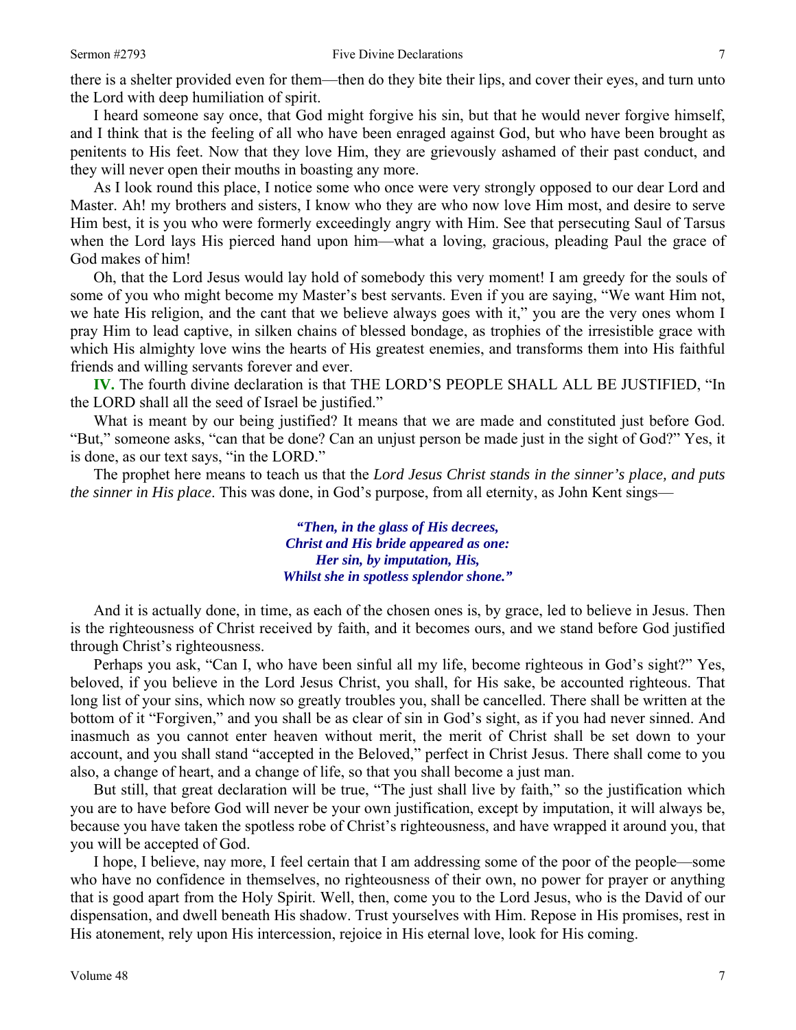there is a shelter provided even for them—then do they bite their lips, and cover their eyes, and turn unto the Lord with deep humiliation of spirit.

I heard someone say once, that God might forgive his sin, but that he would never forgive himself, and I think that is the feeling of all who have been enraged against God, but who have been brought as penitents to His feet. Now that they love Him, they are grievously ashamed of their past conduct, and they will never open their mouths in boasting any more.

As I look round this place, I notice some who once were very strongly opposed to our dear Lord and Master. Ah! my brothers and sisters, I know who they are who now love Him most, and desire to serve Him best, it is you who were formerly exceedingly angry with Him. See that persecuting Saul of Tarsus when the Lord lays His pierced hand upon him—what a loving, gracious, pleading Paul the grace of God makes of him!

Oh, that the Lord Jesus would lay hold of somebody this very moment! I am greedy for the souls of some of you who might become my Master's best servants. Even if you are saying, "We want Him not, we hate His religion, and the cant that we believe always goes with it," you are the very ones whom I pray Him to lead captive, in silken chains of blessed bondage, as trophies of the irresistible grace with which His almighty love wins the hearts of His greatest enemies, and transforms them into His faithful friends and willing servants forever and ever.

**IV.** The fourth divine declaration is that THE LORD'S PEOPLE SHALL ALL BE JUSTIFIED, "In the LORD shall all the seed of Israel be justified."

What is meant by our being justified? It means that we are made and constituted just before God. "But," someone asks, "can that be done? Can an unjust person be made just in the sight of God?" Yes, it is done, as our text says, "in the LORD."

The prophet here means to teach us that the *Lord Jesus Christ stands in the sinner's place, and puts the sinner in His place*. This was done, in God's purpose, from all eternity, as John Kent sings—

> ***"Then, in the glass of His decrees,***
> ***Christ and His bride appeared as one:***
> ***Her sin, by imputation, His,***
> ***Whilst she in spotless splendor shone."***

And it is actually done, in time, as each of the chosen ones is, by grace, led to believe in Jesus. Then is the righteousness of Christ received by faith, and it becomes ours, and we stand before God justified through Christ's righteousness.

Perhaps you ask, "Can I, who have been sinful all my life, become righteous in God's sight?" Yes, beloved, if you believe in the Lord Jesus Christ, you shall, for His sake, be accounted righteous. That long list of your sins, which now so greatly troubles you, shall be cancelled. There shall be written at the bottom of it "Forgiven," and you shall be as clear of sin in God's sight, as if you had never sinned. And inasmuch as you cannot enter heaven without merit, the merit of Christ shall be set down to your account, and you shall stand "accepted in the Beloved," perfect in Christ Jesus. There shall come to you also, a change of heart, and a change of life, so that you shall become a just man.

But still, that great declaration will be true, "The just shall live by faith," so the justification which you are to have before God will never be your own justification, except by imputation, it will always be, because you have taken the spotless robe of Christ's righteousness, and have wrapped it around you, that you will be accepted of God.

I hope, I believe, nay more, I feel certain that I am addressing some of the poor of the people—some who have no confidence in themselves, no righteousness of their own, no power for prayer or anything that is good apart from the Holy Spirit. Well, then, come you to the Lord Jesus, who is the David of our dispensation, and dwell beneath His shadow. Trust yourselves with Him. Repose in His promises, rest in His atonement, rely upon His intercession, rejoice in His eternal love, look for His coming.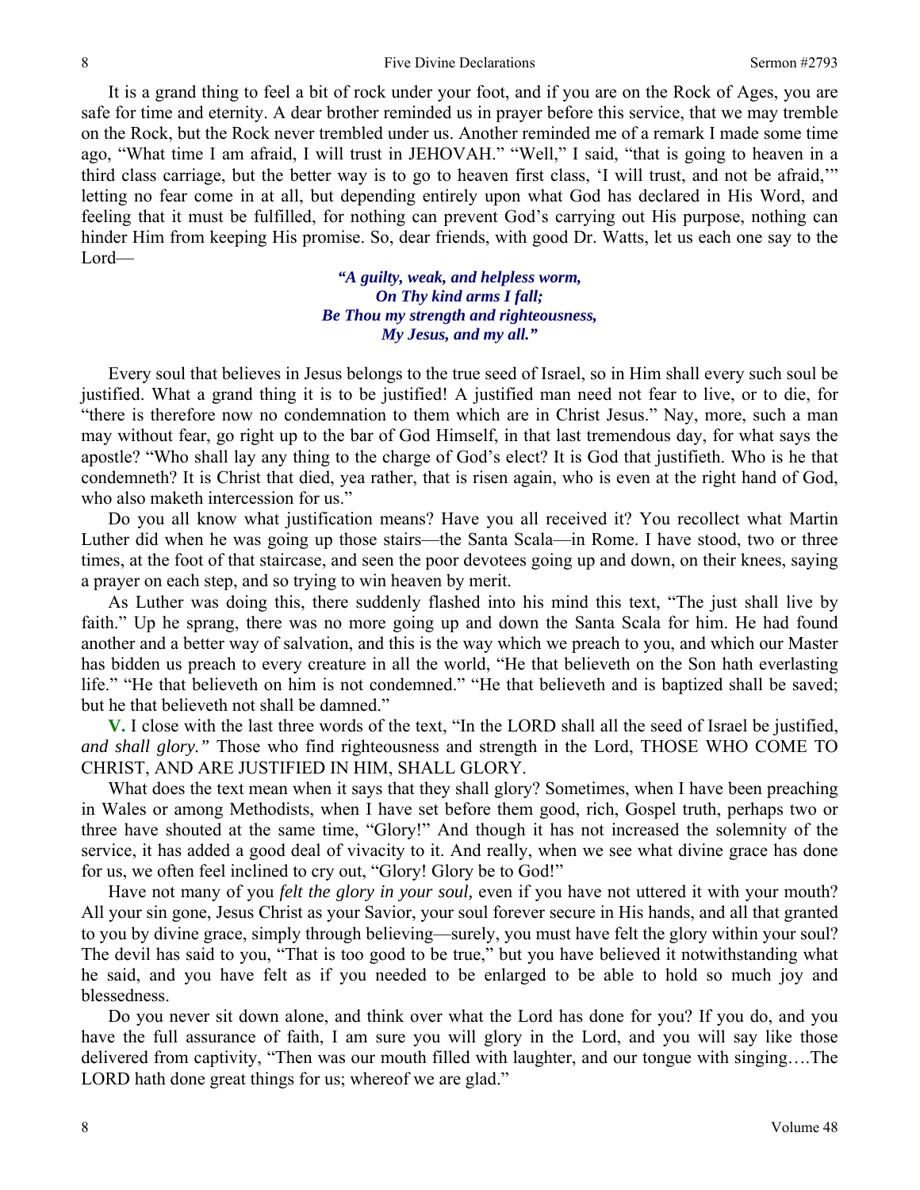It is a grand thing to feel a bit of rock under your foot, and if you are on the Rock of Ages, you are safe for time and eternity. A dear brother reminded us in prayer before this service, that we may tremble on the Rock, but the Rock never trembled under us. Another reminded me of a remark I made some time ago, "What time I am afraid, I will trust in JEHOVAH." "Well," I said, "that is going to heaven in a third class carriage, but the better way is to go to heaven first class, 'I will trust, and not be afraid,'" letting no fear come in at all, but depending entirely upon what God has declared in His Word, and feeling that it must be fulfilled, for nothing can prevent God's carrying out His purpose, nothing can hinder Him from keeping His promise. So, dear friends, with good Dr. Watts, let us each one say to the Lord—

> ***"A guilty, weak, and helpless worm,***
> ***On Thy kind arms I fall;***
> ***Be Thou my strength and righteousness,***
> ***My Jesus, and my all."***

Every soul that believes in Jesus belongs to the true seed of Israel, so in Him shall every such soul be justified. What a grand thing it is to be justified! A justified man need not fear to live, or to die, for "there is therefore now no condemnation to them which are in Christ Jesus." Nay, more, such a man may without fear, go right up to the bar of God Himself, in that last tremendous day, for what says the apostle? "Who shall lay any thing to the charge of God's elect? It is God that justifieth. Who is he that condemneth? It is Christ that died, yea rather, that is risen again, who is even at the right hand of God, who also maketh intercession for us."

Do you all know what justification means? Have you all received it? You recollect what Martin Luther did when he was going up those stairs—the Santa Scala—in Rome. I have stood, two or three times, at the foot of that staircase, and seen the poor devotees going up and down, on their knees, saying a prayer on each step, and so trying to win heaven by merit.

As Luther was doing this, there suddenly flashed into his mind this text, "The just shall live by faith." Up he sprang, there was no more going up and down the Santa Scala for him. He had found another and a better way of salvation, and this is the way which we preach to you, and which our Master has bidden us preach to every creature in all the world, "He that believeth on the Son hath everlasting life." "He that believeth on him is not condemned." "He that believeth and is baptized shall be saved; but he that believeth not shall be damned."

**V.** I close with the last three words of the text, "In the LORD shall all the seed of Israel be justified, *and shall glory."* Those who find righteousness and strength in the Lord, THOSE WHO COME TO CHRIST, AND ARE JUSTIFIED IN HIM, SHALL GLORY.

What does the text mean when it says that they shall glory? Sometimes, when I have been preaching in Wales or among Methodists, when I have set before them good, rich, Gospel truth, perhaps two or three have shouted at the same time, "Glory!" And though it has not increased the solemnity of the service, it has added a good deal of vivacity to it. And really, when we see what divine grace has done for us, we often feel inclined to cry out, "Glory! Glory be to God!"

Have not many of you *felt the glory in your soul,* even if you have not uttered it with your mouth? All your sin gone, Jesus Christ as your Savior, your soul forever secure in His hands, and all that granted to you by divine grace, simply through believing—surely, you must have felt the glory within your soul? The devil has said to you, "That is too good to be true," but you have believed it notwithstanding what he said, and you have felt as if you needed to be enlarged to be able to hold so much joy and blessedness.

Do you never sit down alone, and think over what the Lord has done for you? If you do, and you have the full assurance of faith, I am sure you will glory in the Lord, and you will say like those delivered from captivity, "Then was our mouth filled with laughter, and our tongue with singing….The LORD hath done great things for us; whereof we are glad."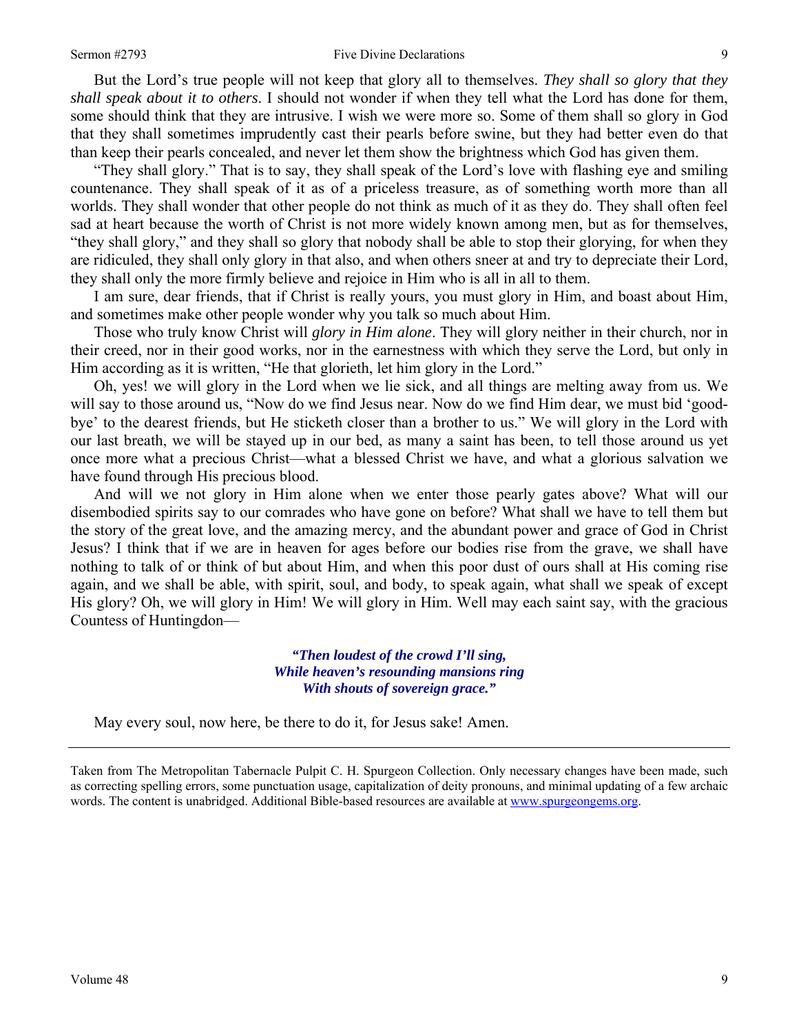But the Lord's true people will not keep that glory all to themselves. *They shall so glory that they shall speak about it to others*. I should not wonder if when they tell what the Lord has done for them, some should think that they are intrusive. I wish we were more so. Some of them shall so glory in God that they shall sometimes imprudently cast their pearls before swine, but they had better even do that than keep their pearls concealed, and never let them show the brightness which God has given them.

"They shall glory." That is to say, they shall speak of the Lord's love with flashing eye and smiling countenance. They shall speak of it as of a priceless treasure, as of something worth more than all worlds. They shall wonder that other people do not think as much of it as they do. They shall often feel sad at heart because the worth of Christ is not more widely known among men, but as for themselves, "they shall glory," and they shall so glory that nobody shall be able to stop their glorying, for when they are ridiculed, they shall only glory in that also, and when others sneer at and try to depreciate their Lord, they shall only the more firmly believe and rejoice in Him who is all in all to them.

I am sure, dear friends, that if Christ is really yours, you must glory in Him, and boast about Him, and sometimes make other people wonder why you talk so much about Him.

Those who truly know Christ will *glory in Him alone*. They will glory neither in their church, nor in their creed, nor in their good works, nor in the earnestness with which they serve the Lord, but only in Him according as it is written, "He that glorieth, let him glory in the Lord."

Oh, yes! we will glory in the Lord when we lie sick, and all things are melting away from us. We will say to those around us, "Now do we find Jesus near. Now do we find Him dear, we must bid 'good-bye' to the dearest friends, but He sticketh closer than a brother to us." We will glory in the Lord with our last breath, we will be stayed up in our bed, as many a saint has been, to tell those around us yet once more what a precious Christ—what a blessed Christ we have, and what a glorious salvation we have found through His precious blood.

And will we not glory in Him alone when we enter those pearly gates above? What will our disembodied spirits say to our comrades who have gone on before? What shall we have to tell them but the story of the great love, and the amazing mercy, and the abundant power and grace of God in Christ Jesus? I think that if we are in heaven for ages before our bodies rise from the grave, we shall have nothing to talk of or think of but about Him, and when this poor dust of ours shall at His coming rise again, and we shall be able, with spirit, soul, and body, to speak again, what shall we speak of except His glory? Oh, we will glory in Him! We will glory in Him. Well may each saint say, with the gracious Countess of Huntingdon—

> ***"Then loudest of the crowd I'll sing,***
> ***While heaven's resounding mansions ring***
> ***With shouts of sovereign grace."***

May every soul, now here, be there to do it, for Jesus sake! Amen.

---

Taken from The Metropolitan Tabernacle Pulpit C. H. Spurgeon Collection. Only necessary changes have been made, such as correcting spelling errors, some punctuation usage, capitalization of deity pronouns, and minimal updating of a few archaic words. The content is unabridged. Additional Bible-based resources are available at www.spurgeongems.org.